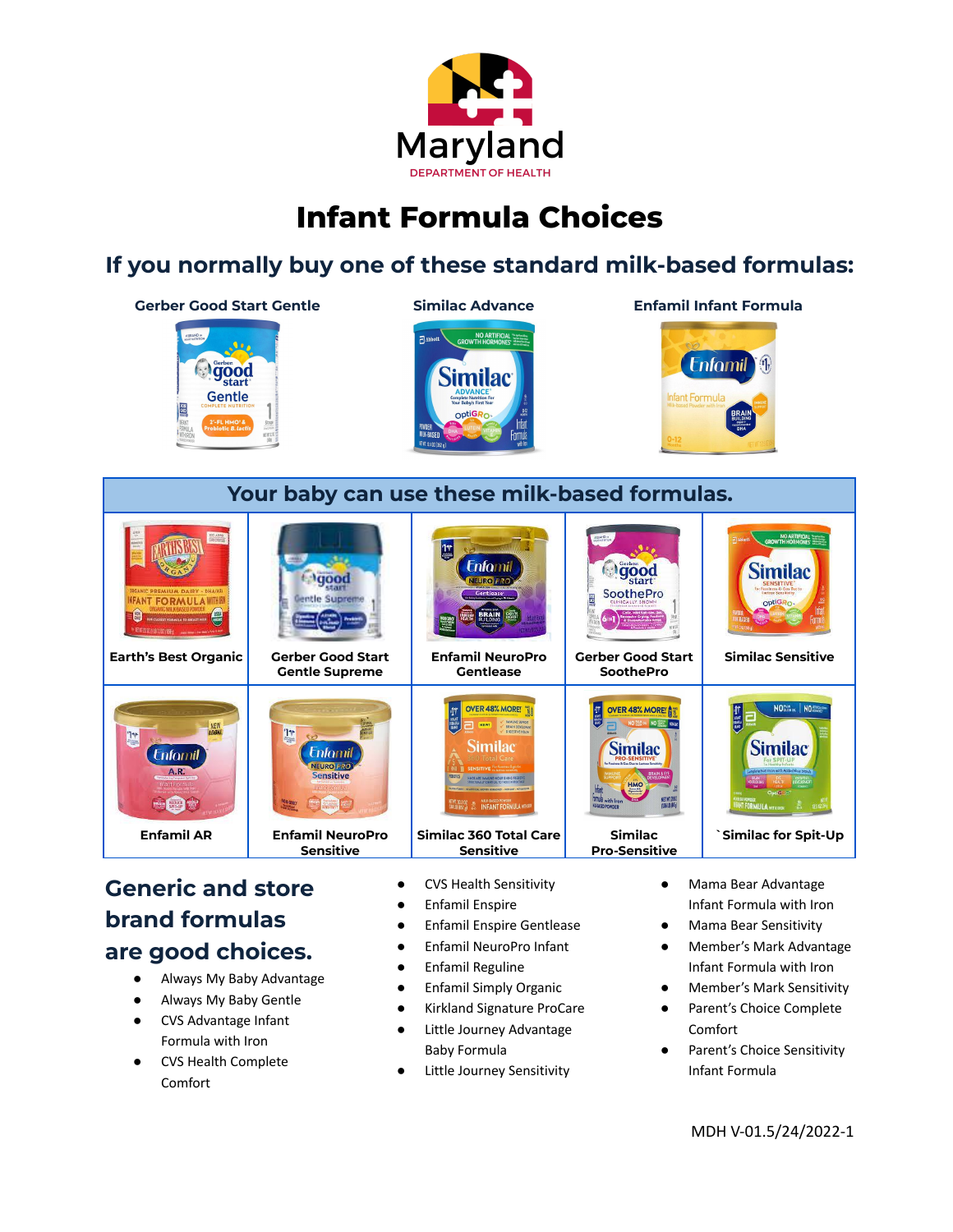Maryland
DEPARTMENT OF HEALTH

# Infant Formula Choices

## If you normally buy one of these standard milk-based formulas:

**Gerber Good Start Gentle** | **Similac Advance** | **Enfamil Infant Formula**

| Your baby can use these milk-based formulas. | | | | |
|---|---|---|---|---|
| Earth's Best Organic | Gerber Good Start Gentle Supreme | Enfamil NeuroPro Gentlease | Gerber Good Start SoothePro | Similac Sensitive |
| Enfamil AR | Enfamil NeuroPro Sensitive | Similac 360 Total Care Sensitive | Similac Pro-Sensitive | `Similac for Spit-Up |

## Generic and store brand formulas are good choices.

- Always My Baby Advantage
- Always My Baby Gentle
- CVS Advantage Infant Formula with Iron
- CVS Health Complete Comfort
- CVS Health Sensitivity
- Enfamil Enspire
- Enfamil Enspire Gentlease
- Enfamil NeuroPro Infant
- Enfamil Reguline
- Enfamil Simply Organic
- Kirkland Signature ProCare
- Little Journey Advantage Baby Formula
- Little Journey Sensitivity
- Mama Bear Advantage Infant Formula with Iron
- Mama Bear Sensitivity
- Member's Mark Advantage Infant Formula with Iron
- Member's Mark Sensitivity
- Parent's Choice Complete Comfort
- Parent's Choice Sensitivity Infant Formula

MDH V-01.5/24/2022-1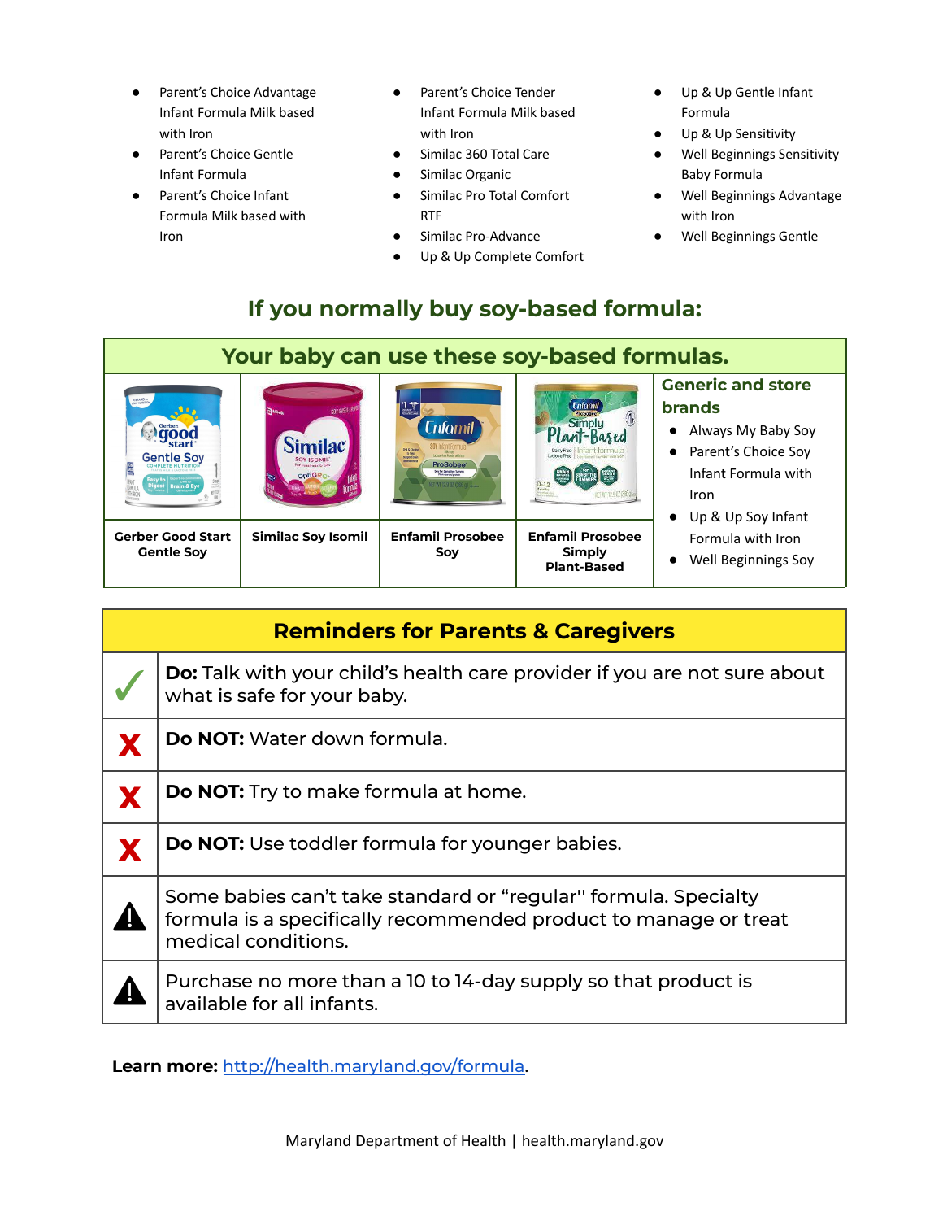- Parent's Choice Advantage Infant Formula Milk based with Iron
- Parent's Choice Gentle Infant Formula
- Parent's Choice Infant Formula Milk based with Iron
- Parent's Choice Tender Infant Formula Milk based with Iron
- Similac 360 Total Care
- Similac Organic
- Similac Pro Total Comfort RTF
- Similac Pro-Advance
- Up & Up Complete Comfort
- Up & Up Gentle Infant Formula
- Up & Up Sensitivity
- Well Beginnings Sensitivity Baby Formula
- Well Beginnings Advantage with Iron
- Well Beginnings Gentle

## If you normally buy soy-based formula:

| Your baby can use these soy-based formulas. | | | | |
|---|---|---|---|---|
| **Gerber Good Start Gentle Soy** | **Similac Soy Isomil** | **Enfamil Prosobee Soy** | **Enfamil Prosobee Simply Plant-Based** | **Generic and store brands**<br>- Always My Baby Soy<br>- Parent's Choice Soy Infant Formula with Iron<br>- Up & Up Soy Infant Formula with Iron<br>- Well Beginnings Soy |

| Reminders for Parents & Caregivers | |
|---|---|
| ✓ | **Do:** Talk with your child's health care provider if you are not sure about what is safe for your baby. |
| X | **Do NOT:** Water down formula. |
| X | **Do NOT:** Try to make formula at home. |
| X | **Do NOT:** Use toddler formula for younger babies. |
| ⚠ | Some babies can't take standard or "regular" formula. Specialty formula is a specifically recommended product to manage or treat medical conditions. |
| ⚠ | Purchase no more than a 10 to 14-day supply so that product is available for all infants. |

**Learn more:** http://health.maryland.gov/formula.

Maryland Department of Health | health.maryland.gov